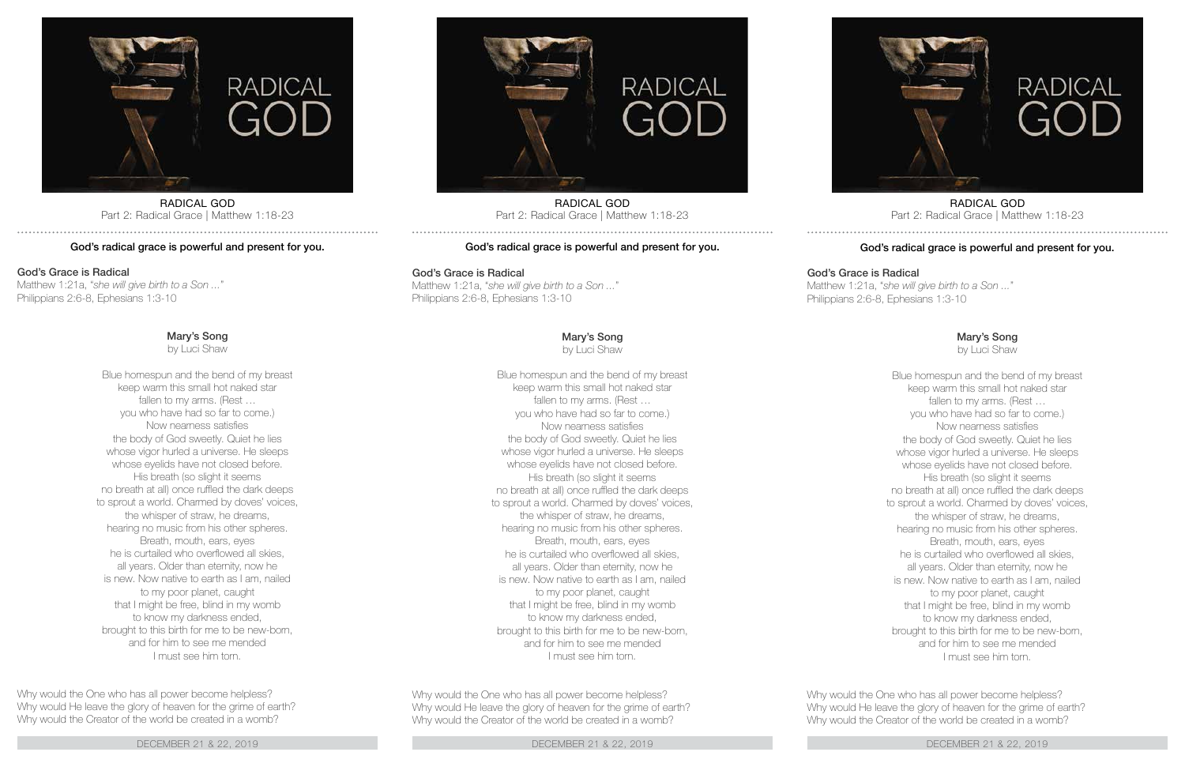RADICAL GOD
Part 2: Radical Grace | Matthew 1:18-23

**God's radical grace is powerful and present for you.**

**God's Grace is Radical**
Matthew 1:21a, "*she will give birth to a Son ...*"
Philippians 2:6-8, Ephesians 1:3-10

**Mary's Song**
by Luci Shaw

Blue homespun and the bend of my breast
keep warm this small hot naked star
fallen to my arms. (Rest …
you who have had so far to come.)
Now nearness satisfies
the body of God sweetly. Quiet he lies
whose vigor hurled a universe. He sleeps
whose eyelids have not closed before.
His breath (so slight it seems
no breath at all) once ruffled the dark deeps
to sprout a world. Charmed by doves' voices,
the whisper of straw, he dreams,
hearing no music from his other spheres.
Breath, mouth, ears, eyes
he is curtailed who overflowed all skies,
all years. Older than eternity, now he
is new. Now native to earth as I am, nailed
to my poor planet, caught
that I might be free, blind in my womb
to know my darkness ended,
brought to this birth for me to be new-born,
and for him to see me mended
I must see him torn.

Why would the One who has all power become helpless?
Why would He leave the glory of heaven for the grime of earth?
Why would the Creator of the world be created in a womb?

DECEMBER 21 & 22, 2019

---

RADICAL GOD
Part 2: Radical Grace | Matthew 1:18-23

**God's radical grace is powerful and present for you.**

**God's Grace is Radical**
Matthew 1:21a, "*she will give birth to a Son ...*"
Philippians 2:6-8, Ephesians 1:3-10

**Mary's Song**
by Luci Shaw

Blue homespun and the bend of my breast
keep warm this small hot naked star
fallen to my arms. (Rest …
you who have had so far to come.)
Now nearness satisfies
the body of God sweetly. Quiet he lies
whose vigor hurled a universe. He sleeps
whose eyelids have not closed before.
His breath (so slight it seems
no breath at all) once ruffled the dark deeps
to sprout a world. Charmed by doves' voices,
the whisper of straw, he dreams,
hearing no music from his other spheres.
Breath, mouth, ears, eyes
he is curtailed who overflowed all skies,
all years. Older than eternity, now he
is new. Now native to earth as I am, nailed
to my poor planet, caught
that I might be free, blind in my womb
to know my darkness ended,
brought to this birth for me to be new-born,
and for him to see me mended
I must see him torn.

Why would the One who has all power become helpless?
Why would He leave the glory of heaven for the grime of earth?
Why would the Creator of the world be created in a womb?

DECEMBER 21 & 22, 2019

---

RADICAL GOD
Part 2: Radical Grace | Matthew 1:18-23

**God's radical grace is powerful and present for you.**

**God's Grace is Radical**
Matthew 1:21a, "*she will give birth to a Son ...*"
Philippians 2:6-8, Ephesians 1:3-10

**Mary's Song**
by Luci Shaw

Blue homespun and the bend of my breast
keep warm this small hot naked star
fallen to my arms. (Rest …
you who have had so far to come.)
Now nearness satisfies
the body of God sweetly. Quiet he lies
whose vigor hurled a universe. He sleeps
whose eyelids have not closed before.
His breath (so slight it seems
no breath at all) once ruffled the dark deeps
to sprout a world. Charmed by doves' voices,
the whisper of straw, he dreams,
hearing no music from his other spheres.
Breath, mouth, ears, eyes
he is curtailed who overflowed all skies,
all years. Older than eternity, now he
is new. Now native to earth as I am, nailed
to my poor planet, caught
that I might be free, blind in my womb
to know my darkness ended,
brought to this birth for me to be new-born,
and for him to see me mended
I must see him torn.

Why would the One who has all power become helpless?
Why would He leave the glory of heaven for the grime of earth?
Why would the Creator of the world be created in a womb?

DECEMBER 21 & 22, 2019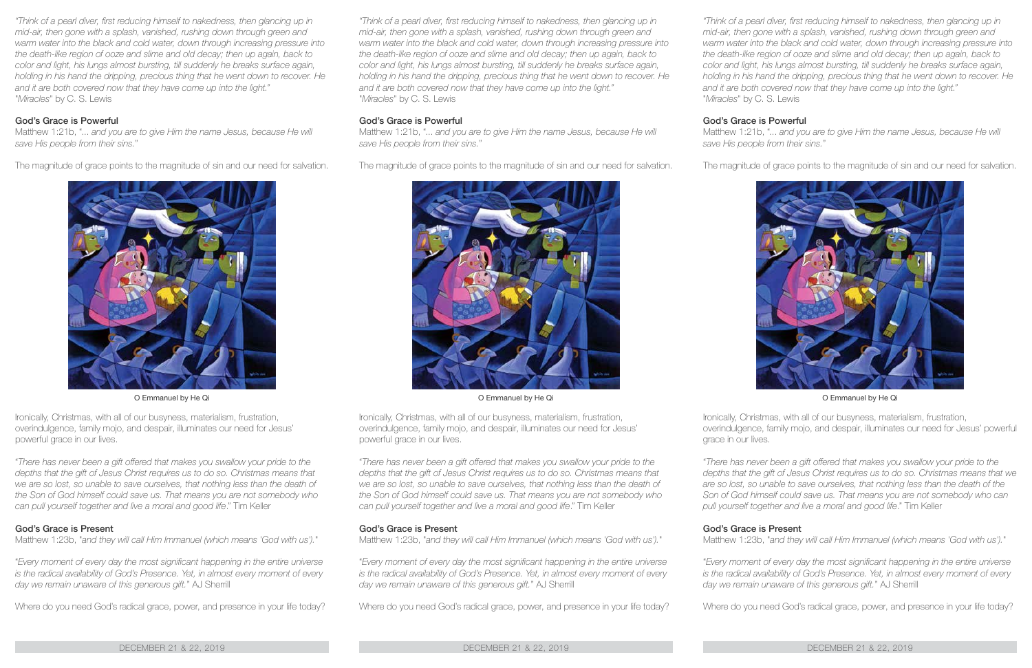*"Think of a pearl diver, first reducing himself to nakedness, then glancing up in mid-air, then gone with a splash, vanished, rushing down through green and warm water into the black and cold water, down through increasing pressure into the death-like region of ooze and slime and old decay; then up again, back to color and light, his lungs almost bursting, till suddenly he breaks surface again, holding in his hand the dripping, precious thing that he went down to recover. He and it are both covered now that they have come up into the light."*
"*Miracles*" by C. S. Lewis

### God's Grace is Powerful

Matthew 1:21b, "*... and you are to give Him the name Jesus, because He will save His people from their sins.*"

The magnitude of grace points to the magnitude of sin and our need for salvation.

O Emmanuel by He Qi

Ironically, Christmas, with all of our busyness, materialism, frustration, overindulgence, family mojo, and despair, illuminates our need for Jesus' powerful grace in our lives.

"*There has never been a gift offered that makes you swallow your pride to the depths that the gift of Jesus Christ requires us to do so. Christmas means that we are so lost, so unable to save ourselves, that nothing less than the death of the Son of God himself could save us. That means you are not somebody who can pull yourself together and live a moral and good life.*" Tim Keller

### God's Grace is Present

Matthew 1:23b, "*and they will call Him Immanuel (which means 'God with us').*"

"*Every moment of every day the most significant happening in the entire universe is the radical availability of God's Presence. Yet, in almost every moment of every day we remain unaware of this generous gift.*" AJ Sherrill

Where do you need God's radical grace, power, and presence in your life today?

*"Think of a pearl diver, first reducing himself to nakedness, then glancing up in mid-air, then gone with a splash, vanished, rushing down through green and warm water into the black and cold water, down through increasing pressure into the death-like region of ooze and slime and old decay; then up again, back to color and light, his lungs almost bursting, till suddenly he breaks surface again, holding in his hand the dripping, precious thing that he went down to recover. He and it are both covered now that they have come up into the light."*
"*Miracles*" by C. S. Lewis

### God's Grace is Powerful

Matthew 1:21b, "*... and you are to give Him the name Jesus, because He will save His people from their sins.*"

The magnitude of grace points to the magnitude of sin and our need for salvation.

O Emmanuel by He Qi

Ironically, Christmas, with all of our busyness, materialism, frustration, overindulgence, family mojo, and despair, illuminates our need for Jesus' powerful grace in our lives.

"*There has never been a gift offered that makes you swallow your pride to the depths that the gift of Jesus Christ requires us to do so. Christmas means that we are so lost, so unable to save ourselves, that nothing less than the death of the Son of God himself could save us. That means you are not somebody who can pull yourself together and live a moral and good life.*" Tim Keller

### God's Grace is Present

Matthew 1:23b, "*and they will call Him Immanuel (which means 'God with us').*"

"*Every moment of every day the most significant happening in the entire universe is the radical availability of God's Presence. Yet, in almost every moment of every day we remain unaware of this generous gift.*" AJ Sherrill

Where do you need God's radical grace, power, and presence in your life today?

*"Think of a pearl diver, first reducing himself to nakedness, then glancing up in mid-air, then gone with a splash, vanished, rushing down through green and warm water into the black and cold water, down through increasing pressure into the death-like region of ooze and slime and old decay; then up again, back to color and light, his lungs almost bursting, till suddenly he breaks surface again, holding in his hand the dripping, precious thing that he went down to recover. He and it are both covered now that they have come up into the light."*
"*Miracles*" by C. S. Lewis

### God's Grace is Powerful

Matthew 1:21b, "*... and you are to give Him the name Jesus, because He will save His people from their sins.*"

The magnitude of grace points to the magnitude of sin and our need for salvation.

O Emmanuel by He Qi

Ironically, Christmas, with all of our busyness, materialism, frustration, overindulgence, family mojo, and despair, illuminates our need for Jesus' powerful grace in our lives.

"*There has never been a gift offered that makes you swallow your pride to the depths that the gift of Jesus Christ requires us to do so. Christmas means that we are so lost, so unable to save ourselves, that nothing less than the death of the Son of God himself could save us. That means you are not somebody who can pull yourself together and live a moral and good life.*" Tim Keller

### God's Grace is Present

Matthew 1:23b, "*and they will call Him Immanuel (which means 'God with us').*"

"*Every moment of every day the most significant happening in the entire universe is the radical availability of God's Presence. Yet, in almost every moment of every day we remain unaware of this generous gift.*" AJ Sherrill

Where do you need God's radical grace, power, and presence in your life today?